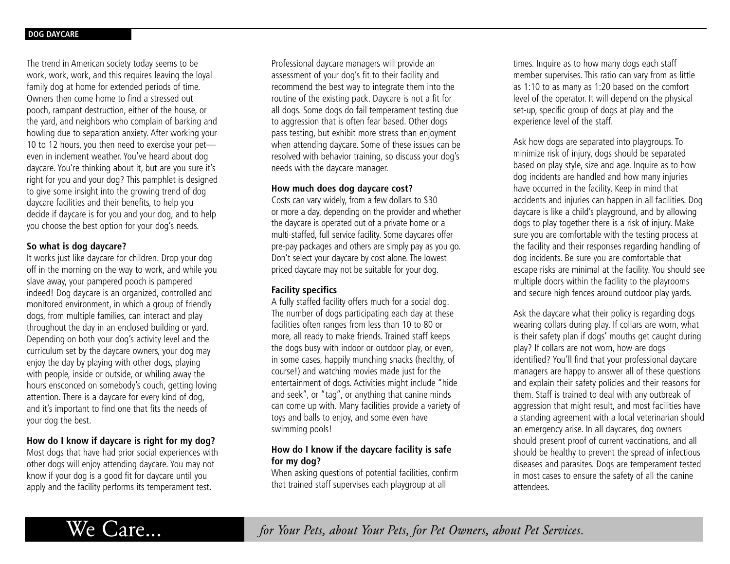The trend in American society today seems to be work, work, work, and this requires leaving the loyal family dog at home for extended periods of time. Owners then come home to find a stressed out pooch, rampant destruction, either of the house, or the yard, and neighbors who complain of barking and howling due to separation anxiety. After working your 10 to 12 hours, you then need to exercise your pet—even in inclement weather. You've heard about dog daycare. You're thinking about it, but are you sure it's right for you and your dog? This pamphlet is designed to give some insight into the growing trend of dog daycare facilities and their benefits, to help you decide if daycare is for you and your dog, and to help you choose the best option for your dog's needs.

**So what is dog daycare?**

It works just like daycare for children. Drop your dog off in the morning on the way to work, and while you slave away, your pampered pooch is pampered indeed! Dog daycare is an organized, controlled and monitored environment, in which a group of friendly dogs, from multiple families, can interact and play throughout the day in an enclosed building or yard. Depending on both your dog's activity level and the curriculum set by the daycare owners, your dog may enjoy the day by playing with other dogs, playing with people, inside or outside, or whiling away the hours ensconced on somebody's couch, getting loving attention. There is a daycare for every kind of dog, and it's important to find one that fits the needs of your dog the best.

**How do I know if daycare is right for my dog?**

Most dogs that have had prior social experiences with other dogs will enjoy attending daycare. You may not know if your dog is a good fit for daycare until you apply and the facility performs its temperament test. Professional daycare managers will provide an assessment of your dog's fit to their facility and recommend the best way to integrate them into the routine of the existing pack. Daycare is not a fit for all dogs. Some dogs do fail temperament testing due to aggression that is often fear based. Other dogs pass testing, but exhibit more stress than enjoyment when attending daycare. Some of these issues can be resolved with behavior training, so discuss your dog's needs with the daycare manager.

**How much does dog daycare cost?**

Costs can vary widely, from a few dollars to $30 or more a day, depending on the provider and whether the daycare is operated out of a private home or a multi-staffed, full service facility. Some daycares offer pre-pay packages and others are simply pay as you go. Don't select your daycare by cost alone. The lowest priced daycare may not be suitable for your dog.

**Facility specifics**

A fully staffed facility offers much for a social dog. The number of dogs participating each day at these facilities often ranges from less than 10 to 80 or more, all ready to make friends. Trained staff keeps the dogs busy with indoor or outdoor play, or even, in some cases, happily munching snacks (healthy, of course!) and watching movies made just for the entertainment of dogs. Activities might include "hide and seek", or "tag", or anything that canine minds can come up with. Many facilities provide a variety of toys and balls to enjoy, and some even have swimming pools!

**How do I know if the daycare facility is safe for my dog?**

When asking questions of potential facilities, confirm that trained staff supervises each playgroup at all times. Inquire as to how many dogs each staff member supervises. This ratio can vary from as little as 1:10 to as many as 1:20 based on the comfort level of the operator. It will depend on the physical set-up, specific group of dogs at play and the experience level of the staff.

Ask how dogs are separated into playgroups. To minimize risk of injury, dogs should be separated based on play style, size and age. Inquire as to how dog incidents are handled and how many injuries have occurred in the facility. Keep in mind that accidents and injuries can happen in all facilities. Dog daycare is like a child's playground, and by allowing dogs to play together there is a risk of injury. Make sure you are comfortable with the testing process at the facility and their responses regarding handling of dog incidents. Be sure you are comfortable that escape risks are minimal at the facility. You should see multiple doors within the facility to the playrooms and secure high fences around outdoor play yards.

Ask the daycare what their policy is regarding dogs wearing collars during play. If collars are worn, what is their safety plan if dogs' mouths get caught during play? If collars are not worn, how are dogs identified? You'll find that your professional daycare managers are happy to answer all of these questions and explain their safety policies and their reasons for them. Staff is trained to deal with any outbreak of aggression that might result, and most facilities have a standing agreement with a local veterinarian should an emergency arise. In all daycares, dog owners should present proof of current vaccinations, and all should be healthy to prevent the spread of infectious diseases and parasites. Dogs are temperament tested in most cases to ensure the safety of all the canine attendees.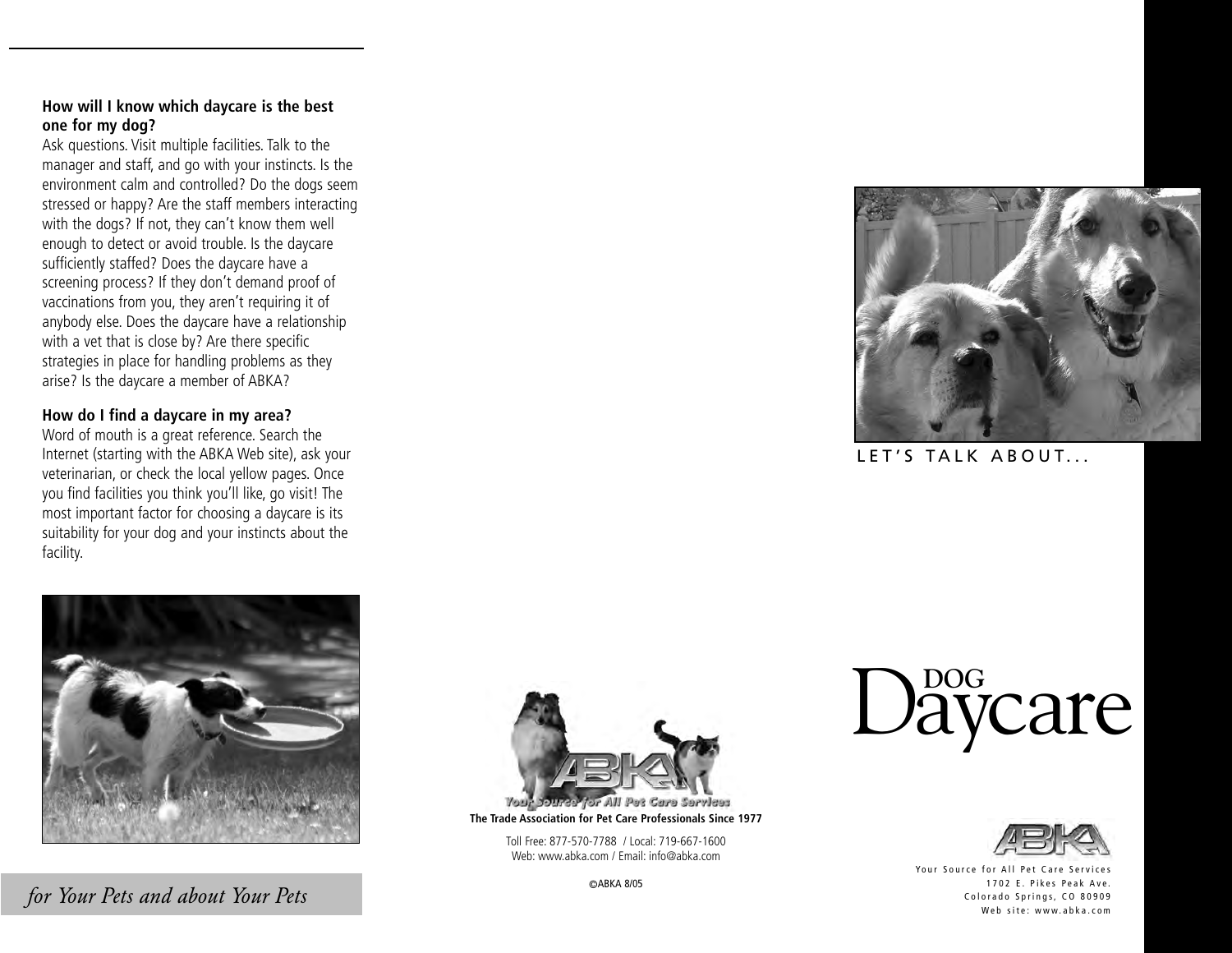**How will I know which daycare is the best one for my dog?**
Ask questions. Visit multiple facilities. Talk to the manager and staff, and go with your instincts. Is the environment calm and controlled? Do the dogs seem stressed or happy? Are the staff members interacting with the dogs? If not, they can't know them well enough to detect or avoid trouble. Is the daycare sufficiently staffed? Does the daycare have a screening process? If they don't demand proof of vaccinations from you, they aren't requiring it of anybody else. Does the daycare have a relationship with a vet that is close by? Are there specific strategies in place for handling problems as they arise? Is the daycare a member of ABKA?

**How do I find a daycare in my area?**
Word of mouth is a great reference. Search the Internet (starting with the ABKA Web site), ask your veterinarian, or check the local yellow pages. Once you find facilities you think you'll like, go visit! The most important factor for choosing a daycare is its suitability for your dog and your instincts about the facility.

*for Your Pets and about Your Pets*

ABKA

Your Source for All Pet Care Services

**The Trade Association for Pet Care Professionals Since 1977**

Toll Free: 877-570-7788 / Local: 719-667-1600
Web: www.abka.com / Email: info@abka.com

©ABKA 8/05

LET'S TALK ABOUT...

# DOG Daycare

ABKA

Your Source for All Pet Care Services
1702 E. Pikes Peak Ave.
Colorado Springs, CO 80909
Web site: www.abka.com